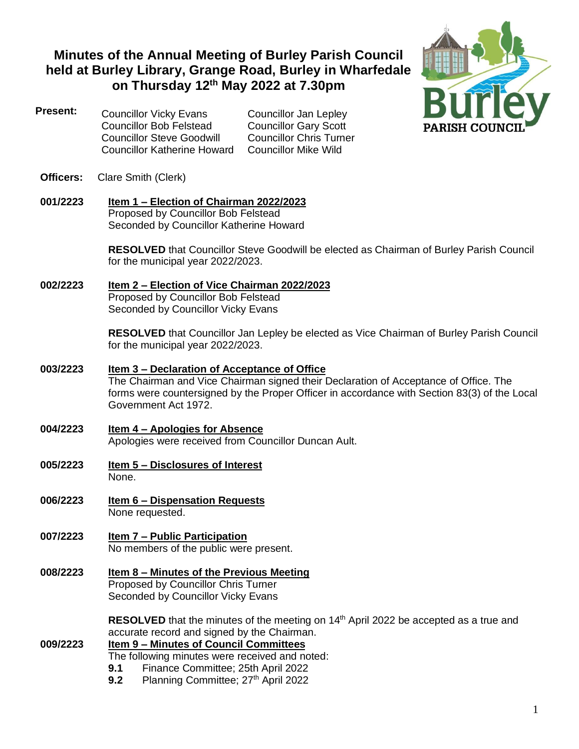# Minutes of the Annual Meeting of Burley Parish Council held at Burley Library, Grange Road, Burley in Wharfedale on Thursday 12th May 2022 at 7.30pm

**Present:**

Councillor Vicky Evans
Councillor Bob Felstead
Councillor Steve Goodwill
Councillor Katherine Howard
Councillor Jan Lepley
Councillor Gary Scott
Councillor Chris Turner
Councillor Mike Wild

**Officers:** Clare Smith (Clerk)

**001/2223** **Item 1 – Election of Chairman 2022/2023**

Proposed by Councillor Bob Felstead
Seconded by Councillor Katherine Howard

**RESOLVED** that Councillor Steve Goodwill be elected as Chairman of Burley Parish Council for the municipal year 2022/2023.

**002/2223** **Item 2 – Election of Vice Chairman 2022/2023**

Proposed by Councillor Bob Felstead
Seconded by Councillor Vicky Evans

**RESOLVED** that Councillor Jan Lepley be elected as Vice Chairman of Burley Parish Council for the municipal year 2022/2023.

**003/2223** **Item 3 – Declaration of Acceptance of Office**

The Chairman and Vice Chairman signed their Declaration of Acceptance of Office. The forms were countersigned by the Proper Officer in accordance with Section 83(3) of the Local Government Act 1972.

**004/2223** **Item 4 – Apologies for Absence**

Apologies were received from Councillor Duncan Ault.

**005/2223** **Item 5 – Disclosures of Interest**

None.

**006/2223** **Item 6 – Dispensation Requests**

None requested.

**007/2223** **Item 7 – Public Participation**

No members of the public were present.

**008/2223** **Item 8 – Minutes of the Previous Meeting**

Proposed by Councillor Chris Turner
Seconded by Councillor Vicky Evans

**RESOLVED** that the minutes of the meeting on 14th April 2022 be accepted as a true and accurate record and signed by the Chairman.

**009/2223** **Item 9 – Minutes of Council Committees**

The following minutes were received and noted:

- **9.1** Finance Committee; 25th April 2022
- **9.2** Planning Committee; 27th April 2022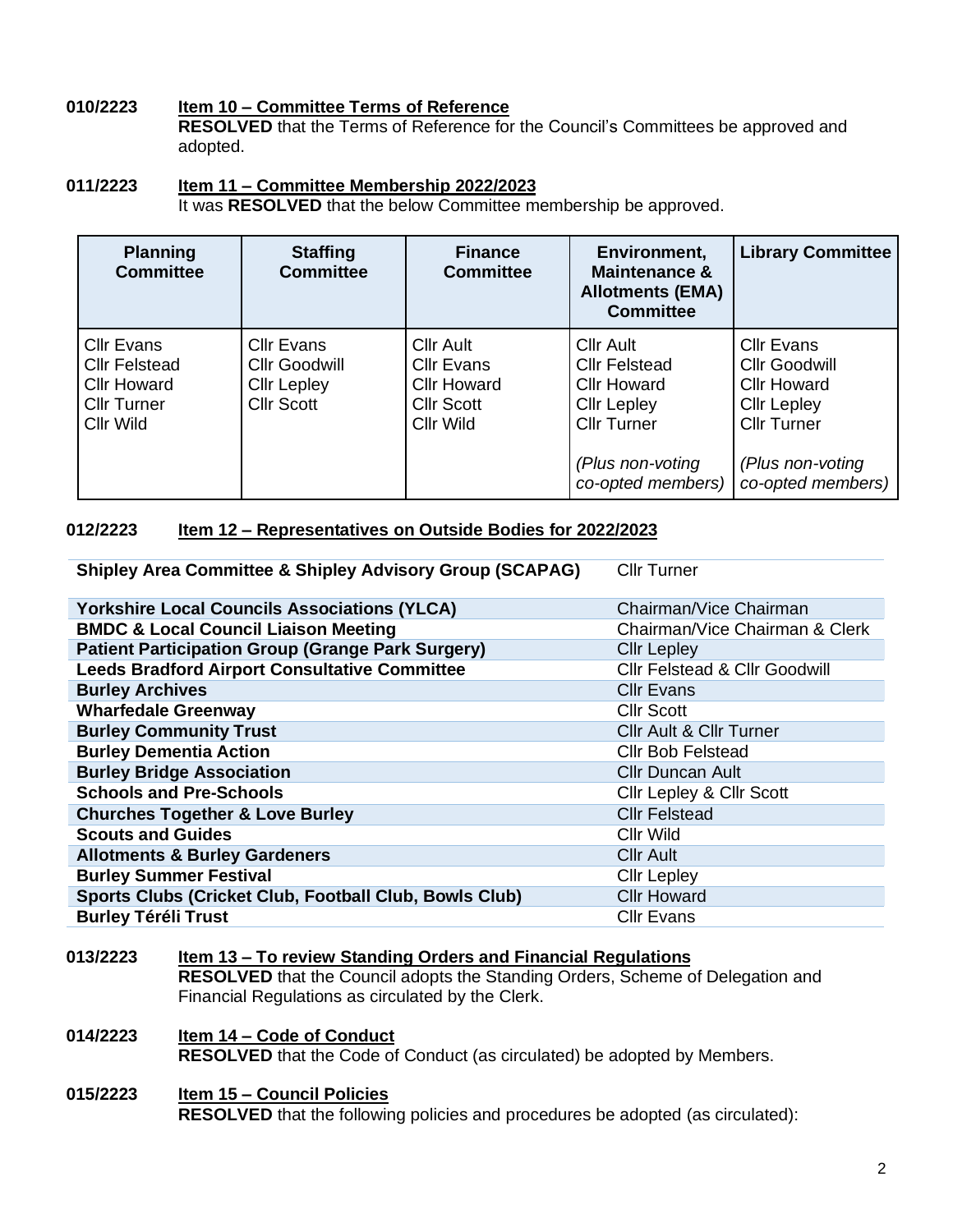**010/2223** **Item 10 – Committee Terms of Reference**

**RESOLVED** that the Terms of Reference for the Council's Committees be approved and adopted.

**011/2223** **Item 11 – Committee Membership 2022/2023**

It was **RESOLVED** that the below Committee membership be approved.

| Planning Committee | Staffing Committee | Finance Committee | Environment, Maintenance & Allotments (EMA) Committee | Library Committee |
|---|---|---|---|---|
| Cllr Evans<br>Cllr Felstead<br>Cllr Howard<br>Cllr Turner<br>Cllr Wild | Cllr Evans<br>Cllr Goodwill<br>Cllr Lepley<br>Cllr Scott | Cllr Ault<br>Cllr Evans<br>Cllr Howard<br>Cllr Scott<br>Cllr Wild | Cllr Ault<br>Cllr Felstead<br>Cllr Howard<br>Cllr Lepley<br>Cllr Turner<br><br>*(Plus non-voting co-opted members)* | Cllr Evans<br>Cllr Goodwill<br>Cllr Howard<br>Cllr Lepley<br>Cllr Turner<br><br>*(Plus non-voting co-opted members)* |

**012/2223** **Item 12 – Representatives on Outside Bodies for 2022/2023**

| Body | Representative |
|---|---|
| **Shipley Area Committee & Shipley Advisory Group (SCAPAG)** | Cllr Turner |
| **Yorkshire Local Councils Associations (YLCA)** | Chairman/Vice Chairman |
| **BMDC & Local Council Liaison Meeting** | Chairman/Vice Chairman & Clerk |
| **Patient Participation Group (Grange Park Surgery)** | Cllr Lepley |
| **Leeds Bradford Airport Consultative Committee** | Cllr Felstead & Cllr Goodwill |
| **Burley Archives** | Cllr Evans |
| **Wharfedale Greenway** | Cllr Scott |
| **Burley Community Trust** | Cllr Ault & Cllr Turner |
| **Burley Dementia Action** | Cllr Bob Felstead |
| **Burley Bridge Association** | Cllr Duncan Ault |
| **Schools and Pre-Schools** | Cllr Lepley & Cllr Scott |
| **Churches Together & Love Burley** | Cllr Felstead |
| **Scouts and Guides** | Cllr Wild |
| **Allotments & Burley Gardeners** | Cllr Ault |
| **Burley Summer Festival** | Cllr Lepley |
| **Sports Clubs (Cricket Club, Football Club, Bowls Club)** | Cllr Howard |
| **Burley Téréli Trust** | Cllr Evans |

**013/2223** **Item 13 – To review Standing Orders and Financial Regulations**

**RESOLVED** that the Council adopts the Standing Orders, Scheme of Delegation and Financial Regulations as circulated by the Clerk.

**014/2223** **Item 14 – Code of Conduct**

**RESOLVED** that the Code of Conduct (as circulated) be adopted by Members.

**015/2223** **Item 15 – Council Policies**

**RESOLVED** that the following policies and procedures be adopted (as circulated):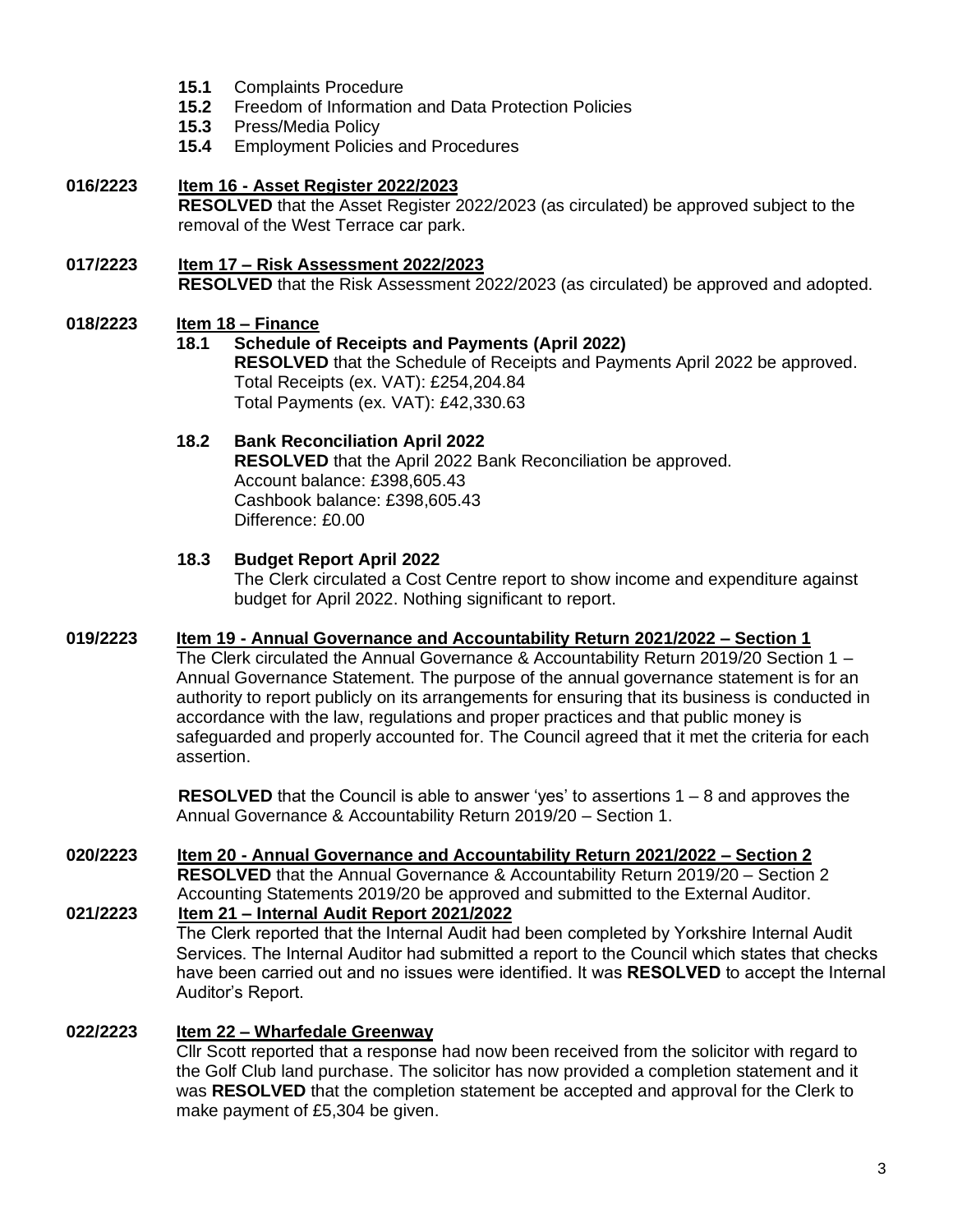- **15.1** Complaints Procedure
- **15.2** Freedom of Information and Data Protection Policies
- **15.3** Press/Media Policy
- **15.4** Employment Policies and Procedures

**016/2223** **Item 16 - Asset Register 2022/2023**

**RESOLVED** that the Asset Register 2022/2023 (as circulated) be approved subject to the removal of the West Terrace car park.

**017/2223** **Item 17 – Risk Assessment 2022/2023**

**RESOLVED** that the Risk Assessment 2022/2023 (as circulated) be approved and adopted.

**018/2223** **Item 18 – Finance**

**18.1 Schedule of Receipts and Payments (April 2022)**

**RESOLVED** that the Schedule of Receipts and Payments April 2022 be approved.
Total Receipts (ex. VAT): £254,204.84
Total Payments (ex. VAT): £42,330.63

**18.2 Bank Reconciliation April 2022**

**RESOLVED** that the April 2022 Bank Reconciliation be approved.
Account balance: £398,605.43
Cashbook balance: £398,605.43
Difference: £0.00

**18.3 Budget Report April 2022**

The Clerk circulated a Cost Centre report to show income and expenditure against budget for April 2022. Nothing significant to report.

**019/2223** **Item 19 - Annual Governance and Accountability Return 2021/2022 – Section 1**

The Clerk circulated the Annual Governance & Accountability Return 2019/20 Section 1 – Annual Governance Statement. The purpose of the annual governance statement is for an authority to report publicly on its arrangements for ensuring that its business is conducted in accordance with the law, regulations and proper practices and that public money is safeguarded and properly accounted for. The Council agreed that it met the criteria for each assertion.

**RESOLVED** that the Council is able to answer 'yes' to assertions 1 – 8 and approves the Annual Governance & Accountability Return 2019/20 – Section 1.

**020/2223** **Item 20 - Annual Governance and Accountability Return 2021/2022 – Section 2**

**RESOLVED** that the Annual Governance & Accountability Return 2019/20 – Section 2 Accounting Statements 2019/20 be approved and submitted to the External Auditor.

**021/2223** **Item 21 – Internal Audit Report 2021/2022**

The Clerk reported that the Internal Audit had been completed by Yorkshire Internal Audit Services. The Internal Auditor had submitted a report to the Council which states that checks have been carried out and no issues were identified. It was **RESOLVED** to accept the Internal Auditor's Report.

**022/2223** **Item 22 – Wharfedale Greenway**

Cllr Scott reported that a response had now been received from the solicitor with regard to the Golf Club land purchase. The solicitor has now provided a completion statement and it was **RESOLVED** that the completion statement be accepted and approval for the Clerk to make payment of £5,304 be given.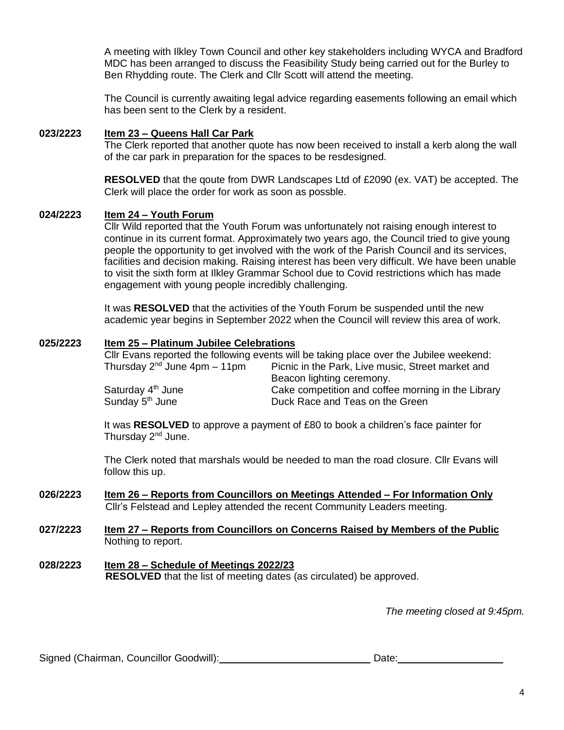A meeting with Ilkley Town Council and other key stakeholders including WYCA and Bradford MDC has been arranged to discuss the Feasibility Study being carried out for the Burley to Ben Rhydding route. The Clerk and Cllr Scott will attend the meeting.

The Council is currently awaiting legal advice regarding easements following an email which has been sent to the Clerk by a resident.

**023/2223 Item 23 – Queens Hall Car Park**

The Clerk reported that another quote has now been received to install a kerb along the wall of the car park in preparation for the spaces to be resdesigned.

**RESOLVED** that the qoute from DWR Landscapes Ltd of £2090 (ex. VAT) be accepted. The Clerk will place the order for work as soon as possble.

**024/2223 Item 24 – Youth Forum**

Cllr Wild reported that the Youth Forum was unfortunately not raising enough interest to continue in its current format. Approximately two years ago, the Council tried to give young people the opportunity to get involved with the work of the Parish Council and its services, facilities and decision making. Raising interest has been very difficult. We have been unable to visit the sixth form at Ilkley Grammar School due to Covid restrictions which has made engagement with young people incredibly challenging.

It was **RESOLVED** that the activities of the Youth Forum be suspended until the new academic year begins in September 2022 when the Council will review this area of work.

**025/2223 Item 25 – Platinum Jubilee Celebrations**

Cllr Evans reported the following events will be taking place over the Jubilee weekend:

| | |
|---|---|
| Thursday 2nd June 4pm – 11pm | Picnic in the Park, Live music, Street market and Beacon lighting ceremony. |
| Saturday 4th June | Cake competition and coffee morning in the Library |
| Sunday 5th June | Duck Race and Teas on the Green |

It was **RESOLVED** to approve a payment of £80 to book a children's face painter for Thursday 2nd June.

The Clerk noted that marshals would be needed to man the road closure. Cllr Evans will follow this up.

**026/2223 Item 26 – Reports from Councillors on Meetings Attended – For Information Only**

Cllr's Felstead and Lepley attended the recent Community Leaders meeting.

**027/2223 Item 27 – Reports from Councillors on Concerns Raised by Members of the Public**

Nothing to report.

**028/2223 Item 28 – Schedule of Meetings 2022/23**

**RESOLVED** that the list of meeting dates (as circulated) be approved.

*The meeting closed at 9:45pm.*

Signed (Chairman, Councillor Goodwill):\_\_\_\_\_\_\_\_\_\_\_\_\_\_\_\_\_\_\_\_ Date:\_\_\_\_\_\_\_\_\_\_\_\_\_\_